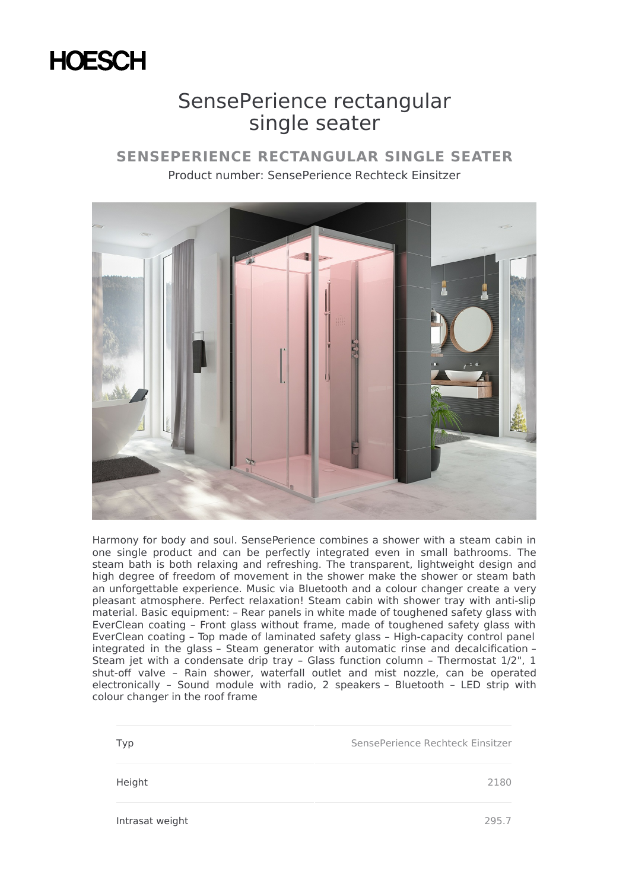HOESCH

# SensePerience rectangular single seater

## SENSEPERIENCE RECTANGULAR SINGLE SEATER

Product number: SensePerience Rechteck Einsitzer

Harmony for body and soul. SensePerience combines a shower with a steam cabin in one single product and can be perfectly integrated even in small bathrooms. The steam bath is both relaxing and refreshing. The transparent, lightweight design and high degree of freedom of movement in the shower make the shower or steam bath an unforgettable experience. Music via Bluetooth and a colour changer create a very pleasant atmosphere. Perfect relaxation! Steam cabin with shower tray with anti-slip material. Basic equipment: – Rear panels in white made of toughened safety glass with EverClean coating – Front glass without frame, made of toughened safety glass with EverClean coating – Top made of laminated safety glass – High-capacity control panel integrated in the glass – Steam generator with automatic rinse and decalcification – Steam jet with a condensate drip tray – Glass function column – Thermostat 1/2", 1 shut-off valve – Rain shower, waterfall outlet and mist nozzle, can be operated electronically – Sound module with radio, 2 speakers – Bluetooth – LED strip with colour changer in the roof frame

| | |
|---|---|
| Typ | SensePerience Rechteck Einsitzer |
| Height | 2180 |
| Intrasat weight | 295.7 |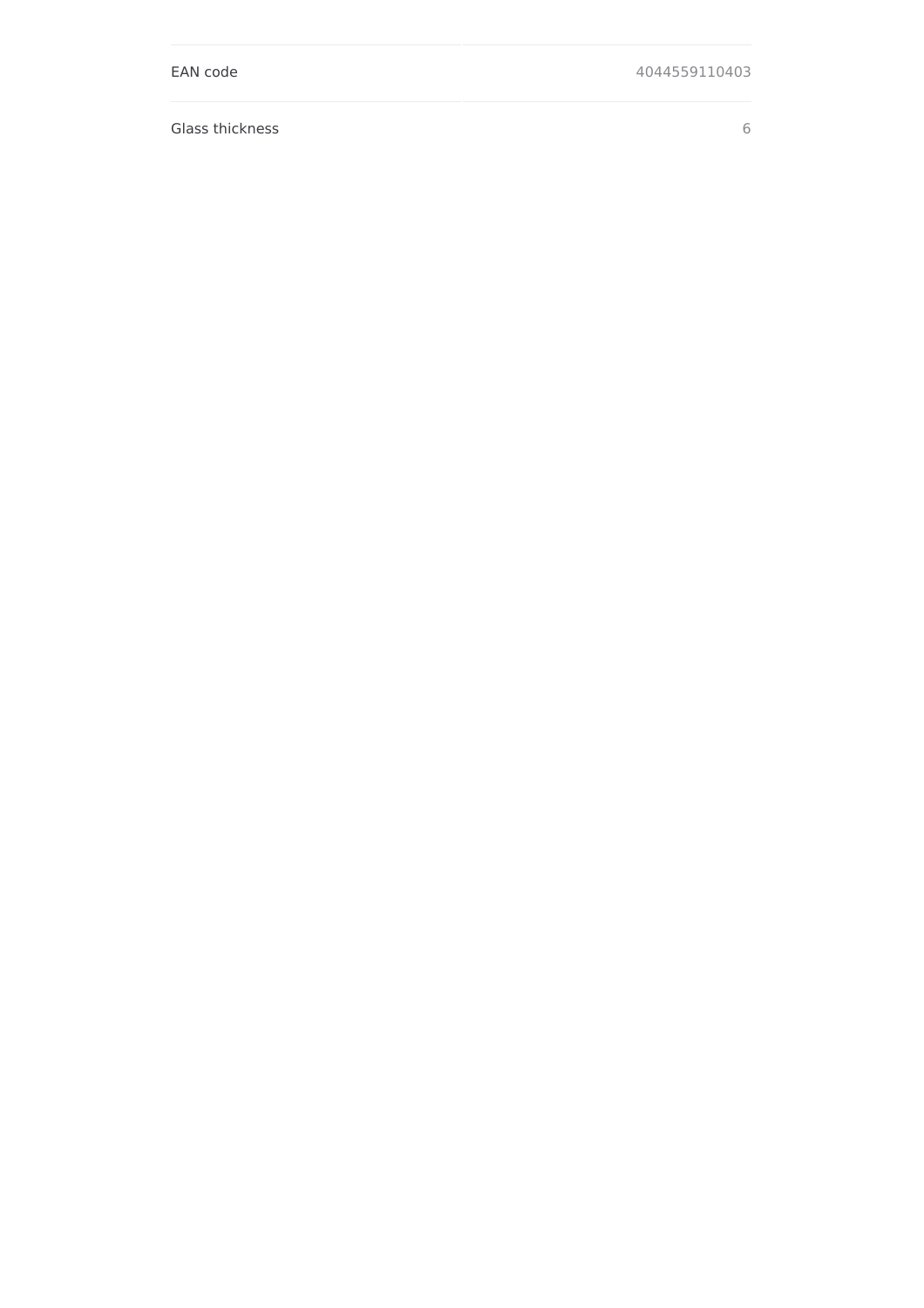| | |
|---|---|
| EAN code | 4044559110403 |
| Glass thickness | 6 |